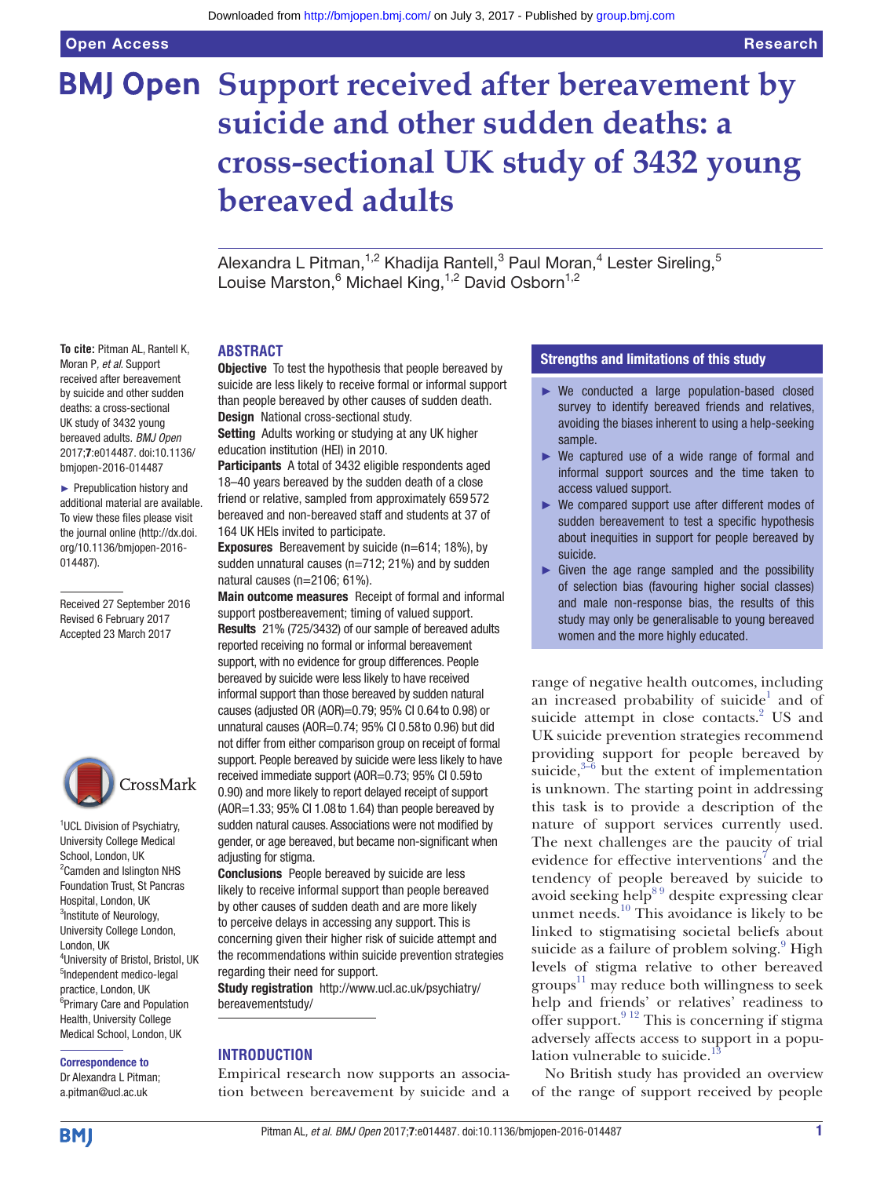Open Access

Research

# Support received after bereavement by suicide and other sudden deaths: a cross-sectional UK study of 3432 young bereaved adults

Alexandra L Pitman,[1,2] Khadija Rantell,[3] Paul Moran,[4] Lester Sireling,[5] Louise Marston,[6] Michael King,[1,2] David Osborn[1,2]

**To cite:** Pitman AL, Rantell K, Moran P, *et al*. Support received after bereavement by suicide and other sudden deaths: a cross-sectional UK study of 3432 young bereaved adults. *BMJ Open* 2017;**7**:e014487. doi:10.1136/bmjopen-2016-014487

► Prepublication history and additional material are available. To view these files please visit the journal online (http://dx.doi.org/10.1136/bmjopen-2016-014487).

Received 27 September 2016
Revised 6 February 2017
Accepted 23 March 2017

[1]UCL Division of Psychiatry, University College Medical School, London, UK
[2]Camden and Islington NHS Foundation Trust, St Pancras Hospital, London, UK
[3]Institute of Neurology, University College London, London, UK
[4]University of Bristol, Bristol, UK
[5]Independent medico-legal practice, London, UK
[6]Primary Care and Population Health, University College Medical School, London, UK

**Correspondence to**
Dr Alexandra L Pitman; a.pitman@ucl.ac.uk

## ABSTRACT

**Objective** To test the hypothesis that people bereaved by suicide are less likely to receive formal or informal support than people bereaved by other causes of sudden death.

**Design** National cross-sectional study.

**Setting** Adults working or studying at any UK higher education institution (HEI) in 2010.

**Participants** A total of 3432 eligible respondents aged 18–40 years bereaved by the sudden death of a close friend or relative, sampled from approximately 659 572 bereaved and non-bereaved staff and students at 37 of 164 UK HEIs invited to participate.

**Exposures** Bereavement by suicide (n=614; 18%), by sudden unnatural causes (n=712; 21%) and by sudden natural causes (n=2106; 61%).

**Main outcome measures** Receipt of formal and informal support postbereavement; timing of valued support.

**Results** 21% (725/3432) of our sample of bereaved adults reported receiving no formal or informal bereavement support, with no evidence for group differences. People bereaved by suicide were less likely to have received informal support than those bereaved by sudden natural causes (adjusted OR (AOR)=0.79; 95% CI 0.64 to 0.98) or unnatural causes (AOR=0.74; 95% CI 0.58 to 0.96) but did not differ from either comparison group on receipt of formal support. People bereaved by suicide were less likely to have received immediate support (AOR=0.73; 95% CI 0.59 to 0.90) and more likely to report delayed receipt of support (AOR=1.33; 95% CI 1.08 to 1.64) than people bereaved by sudden natural causes. Associations were not modified by gender, or age bereaved, but became non-significant when adjusting for stigma.

**Conclusions** People bereaved by suicide are less likely to receive informal support than people bereaved by other causes of sudden death and are more likely to perceive delays in accessing any support. This is concerning given their higher risk of suicide attempt and the recommendations within suicide prevention strategies regarding their need for support.

**Study registration** http://www.ucl.ac.uk/psychiatry/bereavementstudy/

### Strengths and limitations of this study

- ► We conducted a large population-based closed survey to identify bereaved friends and relatives, avoiding the biases inherent to using a help-seeking sample.
- ► We captured use of a wide range of formal and informal support sources and the time taken to access valued support.
- ► We compared support use after different modes of sudden bereavement to test a specific hypothesis about inequities in support for people bereaved by suicide.
- ► Given the age range sampled and the possibility of selection bias (favouring higher social classes) and male non-response bias, the results of this study may only be generalisable to young bereaved women and the more highly educated.

## INTRODUCTION

Empirical research now supports an association between bereavement by suicide and a range of negative health outcomes, including an increased probability of suicide[1] and of suicide attempt in close contacts.[2] US and UK suicide prevention strategies recommend providing support for people bereaved by suicide,[3–6] but the extent of implementation is unknown. The starting point in addressing this task is to provide a description of the nature of support services currently used. The next challenges are the paucity of trial evidence for effective interventions[7] and the tendency of people bereaved by suicide to avoid seeking help[8 9] despite expressing clear unmet needs.[10] This avoidance is likely to be linked to stigmatising societal beliefs about suicide as a failure of problem solving.[9] High levels of stigma relative to other bereaved groups[11] may reduce both willingness to seek help and friends' or relatives' readiness to offer support.[9 12] This is concerning if stigma adversely affects access to support in a population vulnerable to suicide.[13]

No British study has provided an overview of the range of support received by people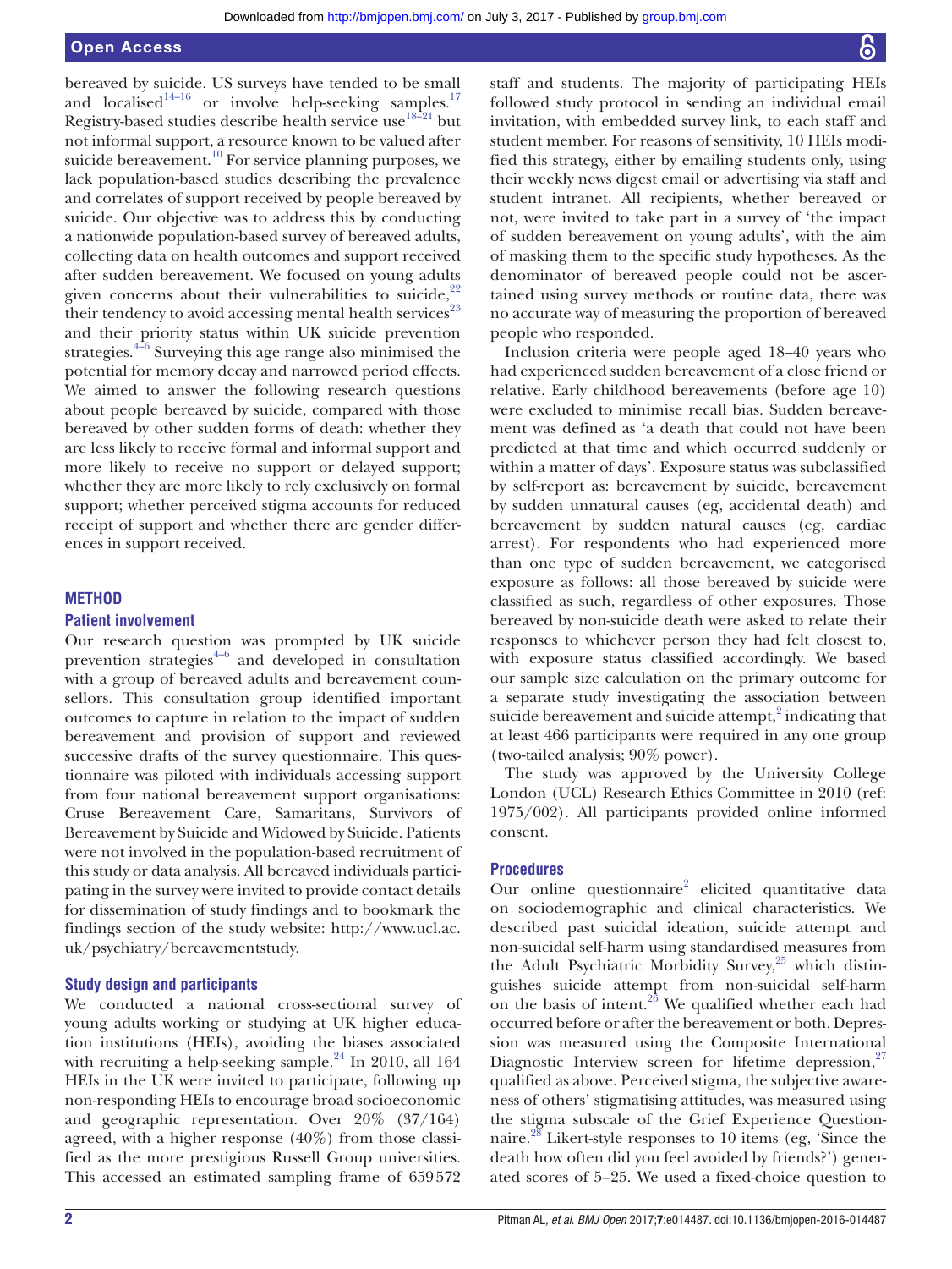bereaved by suicide. US surveys have tended to be small and localised[14–16] or involve help-seeking samples.[17] Registry-based studies describe health service use[18–21] but not informal support, a resource known to be valued after suicide bereavement.[10] For service planning purposes, we lack population-based studies describing the prevalence and correlates of support received by people bereaved by suicide. Our objective was to address this by conducting a nationwide population-based survey of bereaved adults, collecting data on health outcomes and support received after sudden bereavement. We focused on young adults given concerns about their vulnerabilities to suicide,[22] their tendency to avoid accessing mental health services[23] and their priority status within UK suicide prevention strategies.[4–6] Surveying this age range also minimised the potential for memory decay and narrowed period effects. We aimed to answer the following research questions about people bereaved by suicide, compared with those bereaved by other sudden forms of death: whether they are less likely to receive formal and informal support and more likely to receive no support or delayed support; whether they are more likely to rely exclusively on formal support; whether perceived stigma accounts for reduced receipt of support and whether there are gender differences in support received.

## METHOD

### Patient involvement

Our research question was prompted by UK suicide prevention strategies[4–6] and developed in consultation with a group of bereaved adults and bereavement counsellors. This consultation group identified important outcomes to capture in relation to the impact of sudden bereavement and provision of support and reviewed successive drafts of the survey questionnaire. This questionnaire was piloted with individuals accessing support from four national bereavement support organisations: Cruse Bereavement Care, Samaritans, Survivors of Bereavement by Suicide and Widowed by Suicide. Patients were not involved in the population-based recruitment of this study or data analysis. All bereaved individuals participating in the survey were invited to provide contact details for dissemination of study findings and to bookmark the findings section of the study website: http://www.ucl.ac.uk/psychiatry/bereavementstudy.

### Study design and participants

We conducted a national cross-sectional survey of young adults working or studying at UK higher education institutions (HEIs), avoiding the biases associated with recruiting a help-seeking sample.[24] In 2010, all 164 HEIs in the UK were invited to participate, following up non-responding HEIs to encourage broad socioeconomic and geographic representation. Over 20% (37/164) agreed, with a higher response (40%) from those classified as the more prestigious Russell Group universities. This accessed an estimated sampling frame of 659 572 staff and students. The majority of participating HEIs followed study protocol in sending an individual email invitation, with embedded survey link, to each staff and student member. For reasons of sensitivity, 10 HEIs modified this strategy, either by emailing students only, using their weekly news digest email or advertising via staff and student intranet. All recipients, whether bereaved or not, were invited to take part in a survey of 'the impact of sudden bereavement on young adults', with the aim of masking them to the specific study hypotheses. As the denominator of bereaved people could not be ascertained using survey methods or routine data, there was no accurate way of measuring the proportion of bereaved people who responded.

Inclusion criteria were people aged 18–40 years who had experienced sudden bereavement of a close friend or relative. Early childhood bereavements (before age 10) were excluded to minimise recall bias. Sudden bereavement was defined as 'a death that could not have been predicted at that time and which occurred suddenly or within a matter of days'. Exposure status was subclassified by self-report as: bereavement by suicide, bereavement by sudden unnatural causes (eg, accidental death) and bereavement by sudden natural causes (eg, cardiac arrest). For respondents who had experienced more than one type of sudden bereavement, we categorised exposure as follows: all those bereaved by suicide were classified as such, regardless of other exposures. Those bereaved by non-suicide death were asked to relate their responses to whichever person they had felt closest to, with exposure status classified accordingly. We based our sample size calculation on the primary outcome for a separate study investigating the association between suicide bereavement and suicide attempt,[2] indicating that at least 466 participants were required in any one group (two-tailed analysis; 90% power).

The study was approved by the University College London (UCL) Research Ethics Committee in 2010 (ref: 1975/002). All participants provided online informed consent.

### Procedures

Our online questionnaire[2] elicited quantitative data on sociodemographic and clinical characteristics. We described past suicidal ideation, suicide attempt and non-suicidal self-harm using standardised measures from the Adult Psychiatric Morbidity Survey,[25] which distinguishes suicide attempt from non-suicidal self-harm on the basis of intent.[26] We qualified whether each had occurred before or after the bereavement or both. Depression was measured using the Composite International Diagnostic Interview screen for lifetime depression,[27] qualified as above. Perceived stigma, the subjective awareness of others' stigmatising attitudes, was measured using the stigma subscale of the Grief Experience Questionnaire.[28] Likert-style responses to 10 items (eg, 'Since the death how often did you feel avoided by friends?') generated scores of 5–25. We used a fixed-choice question to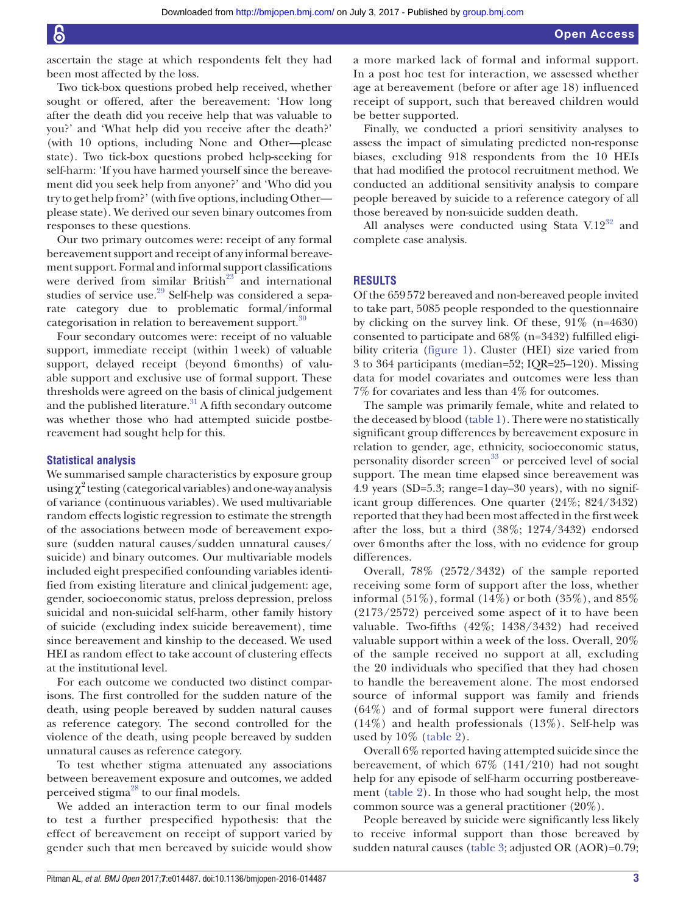ascertain the stage at which respondents felt they had been most affected by the loss.

Two tick-box questions probed help received, whether sought or offered, after the bereavement: 'How long after the death did you receive help that was valuable to you?' and 'What help did you receive after the death?' (with 10 options, including None and Other—please state). Two tick-box questions probed help-seeking for self-harm: 'If you have harmed yourself since the bereavement did you seek help from anyone?' and 'Who did you try to get help from?' (with five options, including Other—please state). We derived our seven binary outcomes from responses to these questions.

Our two primary outcomes were: receipt of any formal bereavement support and receipt of any informal bereavement support. Formal and informal support classifications were derived from similar British[23] and international studies of service use.[29] Self-help was considered a separate category due to problematic formal/informal categorisation in relation to bereavement support.[30]

Four secondary outcomes were: receipt of no valuable support, immediate receipt (within 1 week) of valuable support, delayed receipt (beyond 6 months) of valuable support and exclusive use of formal support. These thresholds were agreed on the basis of clinical judgement and the published literature.[31] A fifth secondary outcome was whether those who had attempted suicide postbereavement had sought help for this.

### Statistical analysis

We summarised sample characteristics by exposure group using $\chi^2$ testing (categorical variables) and one-way analysis of variance (continuous variables). We used multivariable random effects logistic regression to estimate the strength of the associations between mode of bereavement exposure (sudden natural causes/sudden unnatural causes/suicide) and binary outcomes. Our multivariable models included eight prespecified confounding variables identified from existing literature and clinical judgement: age, gender, socioeconomic status, preloss depression, preloss suicidal and non-suicidal self-harm, other family history of suicide (excluding index suicide bereavement), time since bereavement and kinship to the deceased. We used HEI as random effect to take account of clustering effects at the institutional level.

For each outcome we conducted two distinct comparisons. The first controlled for the sudden nature of the death, using people bereaved by sudden natural causes as reference category. The second controlled for the violence of the death, using people bereaved by sudden unnatural causes as reference category.

To test whether stigma attenuated any associations between bereavement exposure and outcomes, we added perceived stigma[28] to our final models.

We added an interaction term to our final models to test a further prespecified hypothesis: that the effect of bereavement on receipt of support varied by gender such that men bereaved by suicide would show a more marked lack of formal and informal support. In a post hoc test for interaction, we assessed whether age at bereavement (before or after age 18) influenced receipt of support, such that bereaved children would be better supported.

Finally, we conducted a priori sensitivity analyses to assess the impact of simulating predicted non-response biases, excluding 918 respondents from the 10 HEIs that had modified the protocol recruitment method. We conducted an additional sensitivity analysis to compare people bereaved by suicide to a reference category of all those bereaved by non-suicide sudden death.

All analyses were conducted using Stata V.12[32] and complete case analysis.

## RESULTS

Of the 659 572 bereaved and non-bereaved people invited to take part, 5085 people responded to the questionnaire by clicking on the survey link. Of these, 91% (n=4630) consented to participate and 68% (n=3432) fulfilled eligibility criteria (figure 1). Cluster (HEI) size varied from 3 to 364 participants (median=52; IQR=25–120). Missing data for model covariates and outcomes were less than 7% for covariates and less than 4% for outcomes.

The sample was primarily female, white and related to the deceased by blood (table 1). There were no statistically significant group differences by bereavement exposure in relation to gender, age, ethnicity, socioeconomic status, personality disorder screen[33] or perceived level of social support. The mean time elapsed since bereavement was 4.9 years (SD=5.3; range=1 day–30 years), with no significant group differences. One quarter (24%; 824/3432) reported that they had been most affected in the first week after the loss, but a third (38%; 1274/3432) endorsed over 6 months after the loss, with no evidence for group differences.

Overall, 78% (2572/3432) of the sample reported receiving some form of support after the loss, whether informal (51%), formal (14%) or both (35%), and 85% (2173/2572) perceived some aspect of it to have been valuable. Two-fifths (42%; 1438/3432) had received valuable support within a week of the loss. Overall, 20% of the sample received no support at all, excluding the 20 individuals who specified that they had chosen to handle the bereavement alone. The most endorsed source of informal support was family and friends (64%) and of formal support were funeral directors (14%) and health professionals (13%). Self-help was used by 10% (table 2).

Overall 6% reported having attempted suicide since the bereavement, of which 67% (141/210) had not sought help for any episode of self-harm occurring postbereavement (table 2). In those who had sought help, the most common source was a general practitioner (20%).

People bereaved by suicide were significantly less likely to receive informal support than those bereaved by sudden natural causes (table 3; adjusted OR (AOR)=0.79;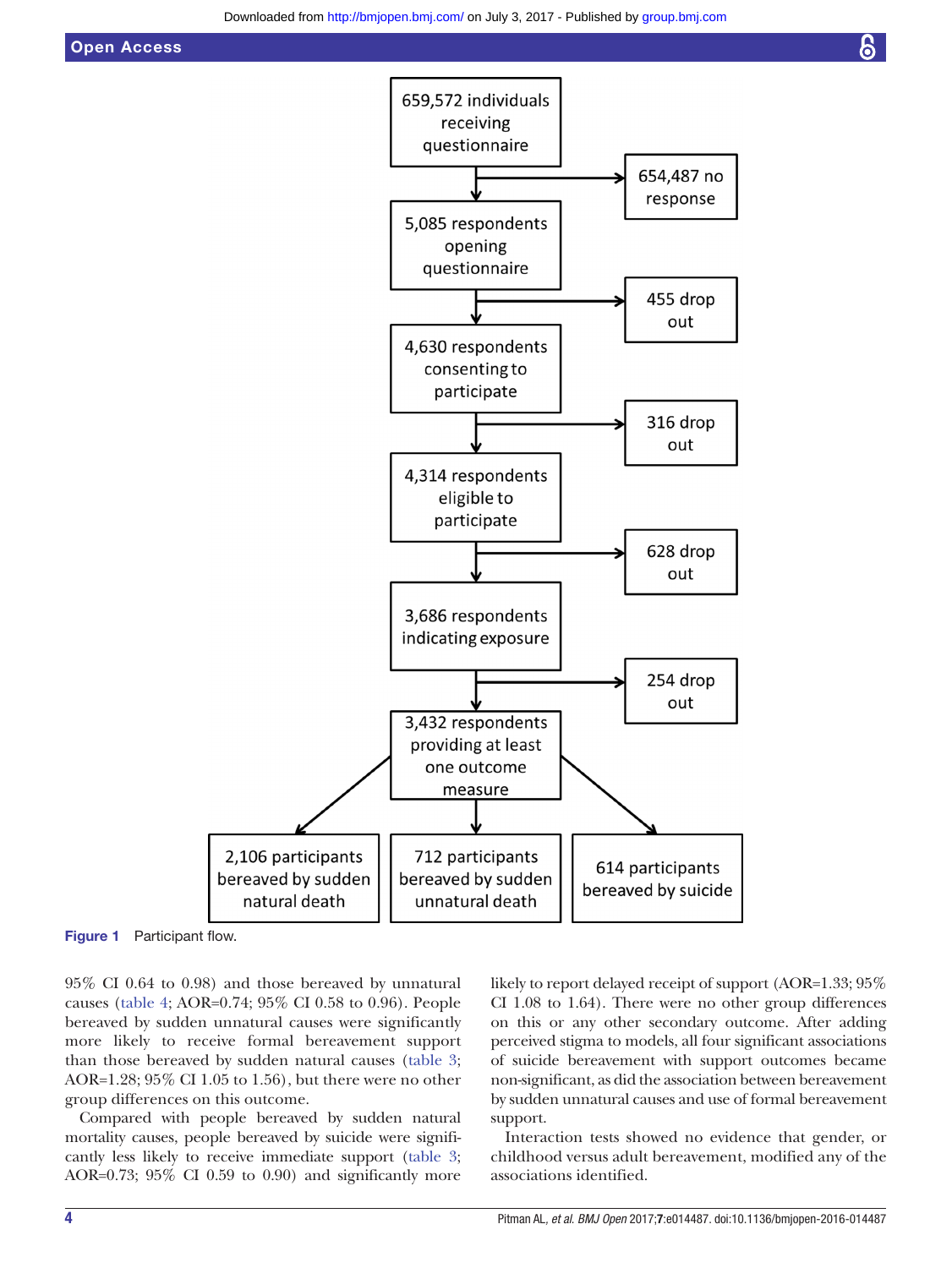659,572 individuals receiving questionnaire → 654,487 no response

5,085 respondents opening questionnaire → 455 drop out

4,630 respondents consenting to participate → 316 drop out

4,314 respondents eligible to participate → 628 drop out

3,686 respondents indicating exposure → 254 drop out

3,432 respondents providing at least one outcome measure

- 2,106 participants bereaved by sudden natural death
- 712 participants bereaved by sudden unnatural death
- 614 participants bereaved by suicide

**Figure 1** Participant flow.

95% CI 0.64 to 0.98) and those bereaved by unnatural causes (table 4; AOR=0.74; 95% CI 0.58 to 0.96). People bereaved by sudden unnatural causes were significantly more likely to receive formal bereavement support than those bereaved by sudden natural causes (table 3; AOR=1.28; 95% CI 1.05 to 1.56), but there were no other group differences on this outcome.

Compared with people bereaved by sudden natural mortality causes, people bereaved by suicide were significantly less likely to receive immediate support (table 3; AOR=0.73; 95% CI 0.59 to 0.90) and significantly more likely to report delayed receipt of support (AOR=1.33; 95% CI 1.08 to 1.64). There were no other group differences on this or any other secondary outcome. After adding perceived stigma to models, all four significant associations of suicide bereavement with support outcomes became non-significant, as did the association between bereavement by sudden unnatural causes and use of formal bereavement support.

Interaction tests showed no evidence that gender, or childhood versus adult bereavement, modified any of the associations identified.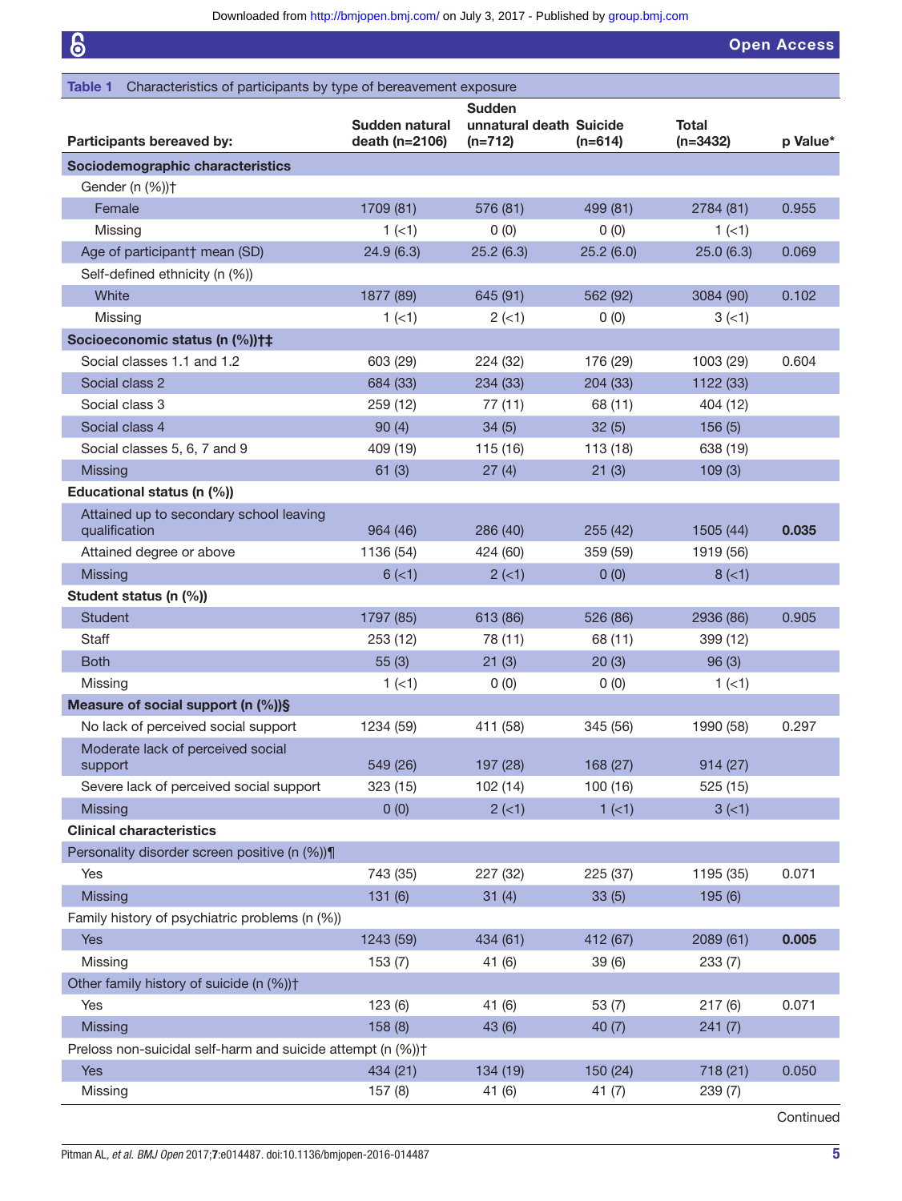**Table 1** Characteristics of participants by type of bereavement exposure

| Participants bereaved by: | Sudden natural death (n=2106) | Sudden unnatural death (n=712) | Suicide (n=614) | Total (n=3432) | p Value* |
|---|---|---|---|---|---|
| **Sociodemographic characteristics** | | | | | |
| Gender (n (%))† | | | | | |
| Female | 1709 (81) | 576 (81) | 499 (81) | 2784 (81) | 0.955 |
| Missing | 1 (<1) | 0 (0) | 0 (0) | 1 (<1) | |
| Age of participant† mean (SD) | 24.9 (6.3) | 25.2 (6.3) | 25.2 (6.0) | 25.0 (6.3) | 0.069 |
| Self-defined ethnicity (n (%)) | | | | | |
| White | 1877 (89) | 645 (91) | 562 (92) | 3084 (90) | 0.102 |
| Missing | 1 (<1) | 2 (<1) | 0 (0) | 3 (<1) | |
| **Socioeconomic status (n (%))†‡** | | | | | |
| Social classes 1.1 and 1.2 | 603 (29) | 224 (32) | 176 (29) | 1003 (29) | 0.604 |
| Social class 2 | 684 (33) | 234 (33) | 204 (33) | 1122 (33) | |
| Social class 3 | 259 (12) | 77 (11) | 68 (11) | 404 (12) | |
| Social class 4 | 90 (4) | 34 (5) | 32 (5) | 156 (5) | |
| Social classes 5, 6, 7 and 9 | 409 (19) | 115 (16) | 113 (18) | 638 (19) | |
| Missing | 61 (3) | 27 (4) | 21 (3) | 109 (3) | |
| **Educational status (n (%))** | | | | | |
| Attained up to secondary school leaving qualification | 964 (46) | 286 (40) | 255 (42) | 1505 (44) | **0.035** |
| Attained degree or above | 1136 (54) | 424 (60) | 359 (59) | 1919 (56) | |
| Missing | 6 (<1) | 2 (<1) | 0 (0) | 8 (<1) | |
| **Student status (n (%))** | | | | | |
| Student | 1797 (85) | 613 (86) | 526 (86) | 2936 (86) | 0.905 |
| Staff | 253 (12) | 78 (11) | 68 (11) | 399 (12) | |
| Both | 55 (3) | 21 (3) | 20 (3) | 96 (3) | |
| Missing | 1 (<1) | 0 (0) | 0 (0) | 1 (<1) | |
| **Measure of social support (n (%))§** | | | | | |
| No lack of perceived social support | 1234 (59) | 411 (58) | 345 (56) | 1990 (58) | 0.297 |
| Moderate lack of perceived social support | 549 (26) | 197 (28) | 168 (27) | 914 (27) | |
| Severe lack of perceived social support | 323 (15) | 102 (14) | 100 (16) | 525 (15) | |
| Missing | 0 (0) | 2 (<1) | 1 (<1) | 3 (<1) | |
| **Clinical characteristics** | | | | | |
| Personality disorder screen positive (n (%))¶ | | | | | |
| Yes | 743 (35) | 227 (32) | 225 (37) | 1195 (35) | 0.071 |
| Missing | 131 (6) | 31 (4) | 33 (5) | 195 (6) | |
| Family history of psychiatric problems (n (%)) | | | | | |
| Yes | 1243 (59) | 434 (61) | 412 (67) | 2089 (61) | **0.005** |
| Missing | 153 (7) | 41 (6) | 39 (6) | 233 (7) | |
| Other family history of suicide (n (%))† | | | | | |
| Yes | 123 (6) | 41 (6) | 53 (7) | 217 (6) | 0.071 |
| Missing | 158 (8) | 43 (6) | 40 (7) | 241 (7) | |
| Preloss non-suicidal self-harm and suicide attempt (n (%))† | | | | | |
| Yes | 434 (21) | 134 (19) | 150 (24) | 718 (21) | 0.050 |
| Missing | 157 (8) | 41 (6) | 41 (7) | 239 (7) | |

Continued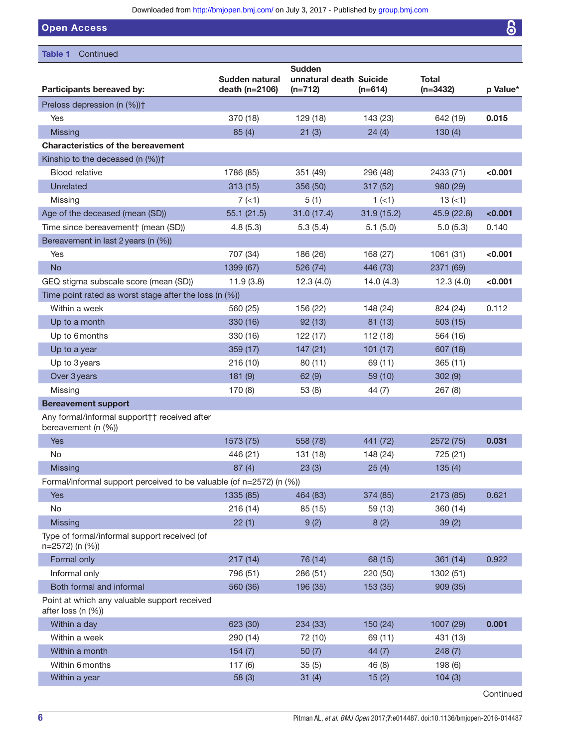**Table 1** Continued

| Participants bereaved by: | Sudden natural death (n=2106) | Sudden unnatural death (n=712) | Suicide (n=614) | Total (n=3432) | p Value* |
|---|---|---|---|---|---|
| Preloss depression (n (%))† | | | | | |
| Yes | 370 (18) | 129 (18) | 143 (23) | 642 (19) | **0.015** |
| Missing | 85 (4) | 21 (3) | 24 (4) | 130 (4) | |
| **Characteristics of the bereavement** | | | | | |
| Kinship to the deceased (n (%))† | | | | | |
| Blood relative | 1786 (85) | 351 (49) | 296 (48) | 2433 (71) | **<0.001** |
| Unrelated | 313 (15) | 356 (50) | 317 (52) | 980 (29) | |
| Missing | 7 (<1) | 5 (1) | 1 (<1) | 13 (<1) | |
| Age of the deceased (mean (SD)) | 55.1 (21.5) | 31.0 (17.4) | 31.9 (15.2) | 45.9 (22.8) | **<0.001** |
| Time since bereavement† (mean (SD)) | 4.8 (5.3) | 5.3 (5.4) | 5.1 (5.0) | 5.0 (5.3) | 0.140 |
| Bereavement in last 2 years (n (%)) | | | | | |
| Yes | 707 (34) | 186 (26) | 168 (27) | 1061 (31) | **<0.001** |
| No | 1399 (67) | 526 (74) | 446 (73) | 2371 (69) | |
| GEQ stigma subscale score (mean (SD)) | 11.9 (3.8) | 12.3 (4.0) | 14.0 (4.3) | 12.3 (4.0) | **<0.001** |
| Time point rated as worst stage after the loss (n (%)) | | | | | |
| Within a week | 560 (25) | 156 (22) | 148 (24) | 824 (24) | 0.112 |
| Up to a month | 330 (16) | 92 (13) | 81 (13) | 503 (15) | |
| Up to 6 months | 330 (16) | 122 (17) | 112 (18) | 564 (16) | |
| Up to a year | 359 (17) | 147 (21) | 101 (17) | 607 (18) | |
| Up to 3 years | 216 (10) | 80 (11) | 69 (11) | 365 (11) | |
| Over 3 years | 181 (9) | 62 (9) | 59 (10) | 302 (9) | |
| Missing | 170 (8) | 53 (8) | 44 (7) | 267 (8) | |
| **Bereavement support** | | | | | |
| Any formal/informal support†† received after bereavement (n (%)) | | | | | |
| Yes | 1573 (75) | 558 (78) | 441 (72) | 2572 (75) | **0.031** |
| No | 446 (21) | 131 (18) | 148 (24) | 725 (21) | |
| Missing | 87 (4) | 23 (3) | 25 (4) | 135 (4) | |
| Formal/informal support perceived to be valuable (of n=2572) (n (%)) | | | | | |
| Yes | 1335 (85) | 464 (83) | 374 (85) | 2173 (85) | 0.621 |
| No | 216 (14) | 85 (15) | 59 (13) | 360 (14) | |
| Missing | 22 (1) | 9 (2) | 8 (2) | 39 (2) | |
| Type of formal/informal support received (of n=2572) (n (%)) | | | | | |
| Formal only | 217 (14) | 76 (14) | 68 (15) | 361 (14) | 0.922 |
| Informal only | 796 (51) | 286 (51) | 220 (50) | 1302 (51) | |
| Both formal and informal | 560 (36) | 196 (35) | 153 (35) | 909 (35) | |
| Point at which any valuable support received after loss (n (%)) | | | | | |
| Within a day | 623 (30) | 234 (33) | 150 (24) | 1007 (29) | **0.001** |
| Within a week | 290 (14) | 72 (10) | 69 (11) | 431 (13) | |
| Within a month | 154 (7) | 50 (7) | 44 (7) | 248 (7) | |
| Within 6 months | 117 (6) | 35 (5) | 46 (8) | 198 (6) | |
| Within a year | 58 (3) | 31 (4) | 15 (2) | 104 (3) | |

Continued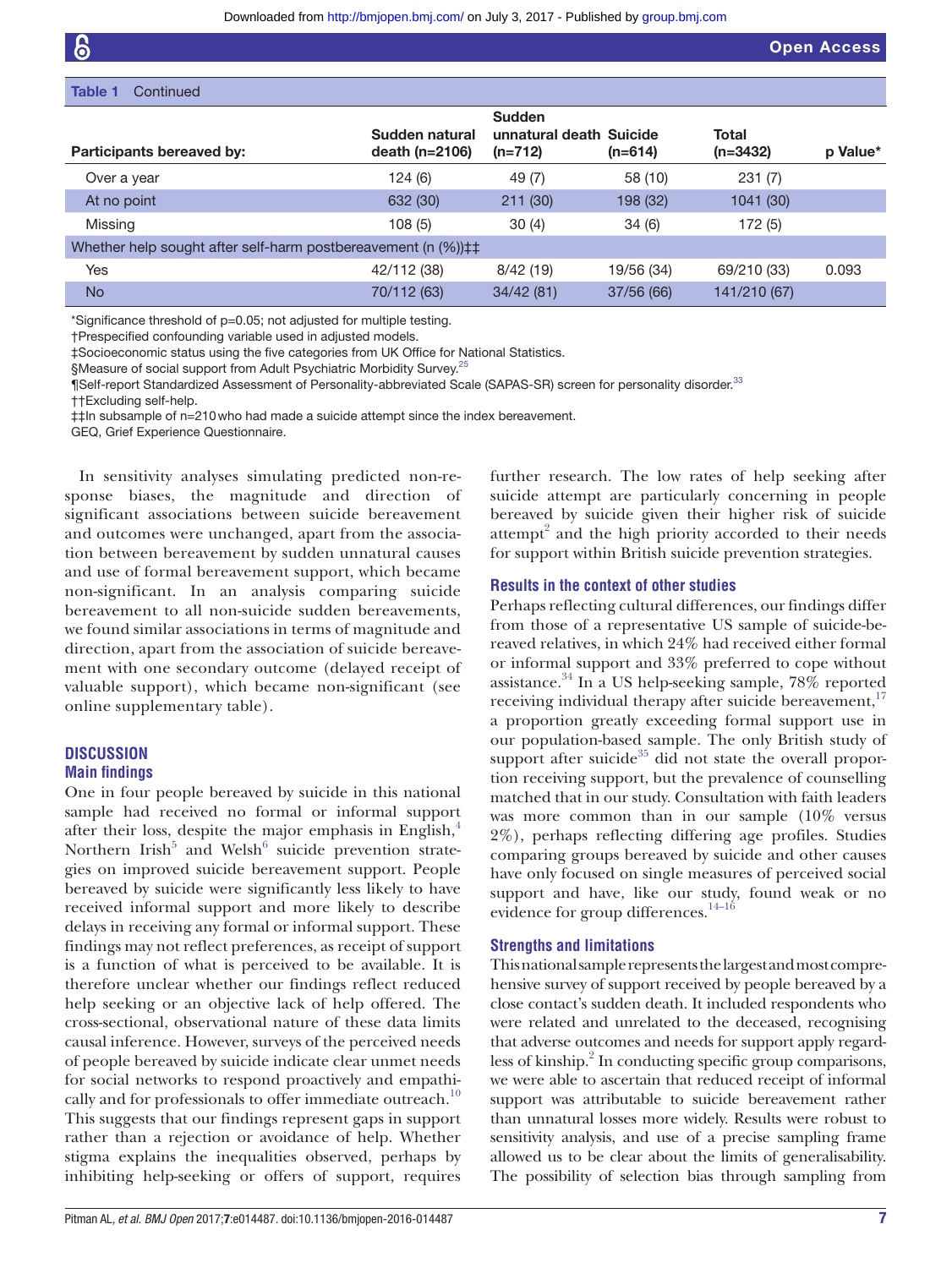**Table 1** Continued

| Participants bereaved by: | Sudden natural death (n=2106) | Sudden unnatural death (n=712) | Suicide (n=614) | Total (n=3432) | p Value* |
|---|---|---|---|---|---|
| Over a year | 124 (6) | 49 (7) | 58 (10) | 231 (7) | |
| At no point | 632 (30) | 211 (30) | 198 (32) | 1041 (30) | |
| Missing | 108 (5) | 30 (4) | 34 (6) | 172 (5) | |
| Whether help sought after self-harm postbereavement (n (%))‡‡ | | | | | |
| Yes | 42/112 (38) | 8/42 (19) | 19/56 (34) | 69/210 (33) | 0.093 |
| No | 70/112 (63) | 34/42 (81) | 37/56 (66) | 141/210 (67) | |

*Significance threshold of p=0.05; not adjusted for multiple testing.
†Prespecified confounding variable used in adjusted models.
‡Socioeconomic status using the five categories from UK Office for National Statistics.
§Measure of social support from Adult Psychiatric Morbidity Survey.[25]
¶Self-report Standardized Assessment of Personality-abbreviated Scale (SAPAS-SR) screen for personality disorder.[33]
††Excluding self-help.
‡‡In subsample of n=210 who had made a suicide attempt since the index bereavement.
GEQ, Grief Experience Questionnaire.

In sensitivity analyses simulating predicted non-response biases, the magnitude and direction of significant associations between suicide bereavement and outcomes were unchanged, apart from the association between bereavement by sudden unnatural causes and use of formal bereavement support, which became non-significant. In an analysis comparing suicide bereavement to all non-suicide sudden bereavements, we found similar associations in terms of magnitude and direction, apart from the association of suicide bereavement with one secondary outcome (delayed receipt of valuable support), which became non-significant (see online supplementary table).

## DISCUSSION

### Main findings

One in four people bereaved by suicide in this national sample had received no formal or informal support after their loss, despite the major emphasis in English,[4] Northern Irish[5] and Welsh[6] suicide prevention strategies on improved suicide bereavement support. People bereaved by suicide were significantly less likely to have received informal support and more likely to describe delays in receiving any formal or informal support. These findings may not reflect preferences, as receipt of support is a function of what is perceived to be available. It is therefore unclear whether our findings reflect reduced help seeking or an objective lack of help offered. The cross-sectional, observational nature of these data limits causal inference. However, surveys of the perceived needs of people bereaved by suicide indicate clear unmet needs for social networks to respond proactively and empathically and for professionals to offer immediate outreach.[10] This suggests that our findings represent gaps in support rather than a rejection or avoidance of help. Whether stigma explains the inequalities observed, perhaps by inhibiting help-seeking or offers of support, requires further research. The low rates of help seeking after suicide attempt are particularly concerning in people bereaved by suicide given their higher risk of suicide attempt[2] and the high priority accorded to their needs for support within British suicide prevention strategies.

### Results in the context of other studies

Perhaps reflecting cultural differences, our findings differ from those of a representative US sample of suicide-bereaved relatives, in which 24% had received either formal or informal support and 33% preferred to cope without assistance.[34] In a US help-seeking sample, 78% reported receiving individual therapy after suicide bereavement,[17] a proportion greatly exceeding formal support use in our population-based sample. The only British study of support after suicide[35] did not state the overall proportion receiving support, but the prevalence of counselling matched that in our study. Consultation with faith leaders was more common than in our sample (10% versus 2%), perhaps reflecting differing age profiles. Studies comparing groups bereaved by suicide and other causes have only focused on single measures of perceived social support and have, like our study, found weak or no evidence for group differences.[14–16]

### Strengths and limitations

This national sample represents the largest and most comprehensive survey of support received by people bereaved by a close contact's sudden death. It included respondents who were related and unrelated to the deceased, recognising that adverse outcomes and needs for support apply regardless of kinship.[2] In conducting specific group comparisons, we were able to ascertain that reduced receipt of informal support was attributable to suicide bereavement rather than unnatural losses more widely. Results were robust to sensitivity analysis, and use of a precise sampling frame allowed us to be clear about the limits of generalisability. The possibility of selection bias through sampling from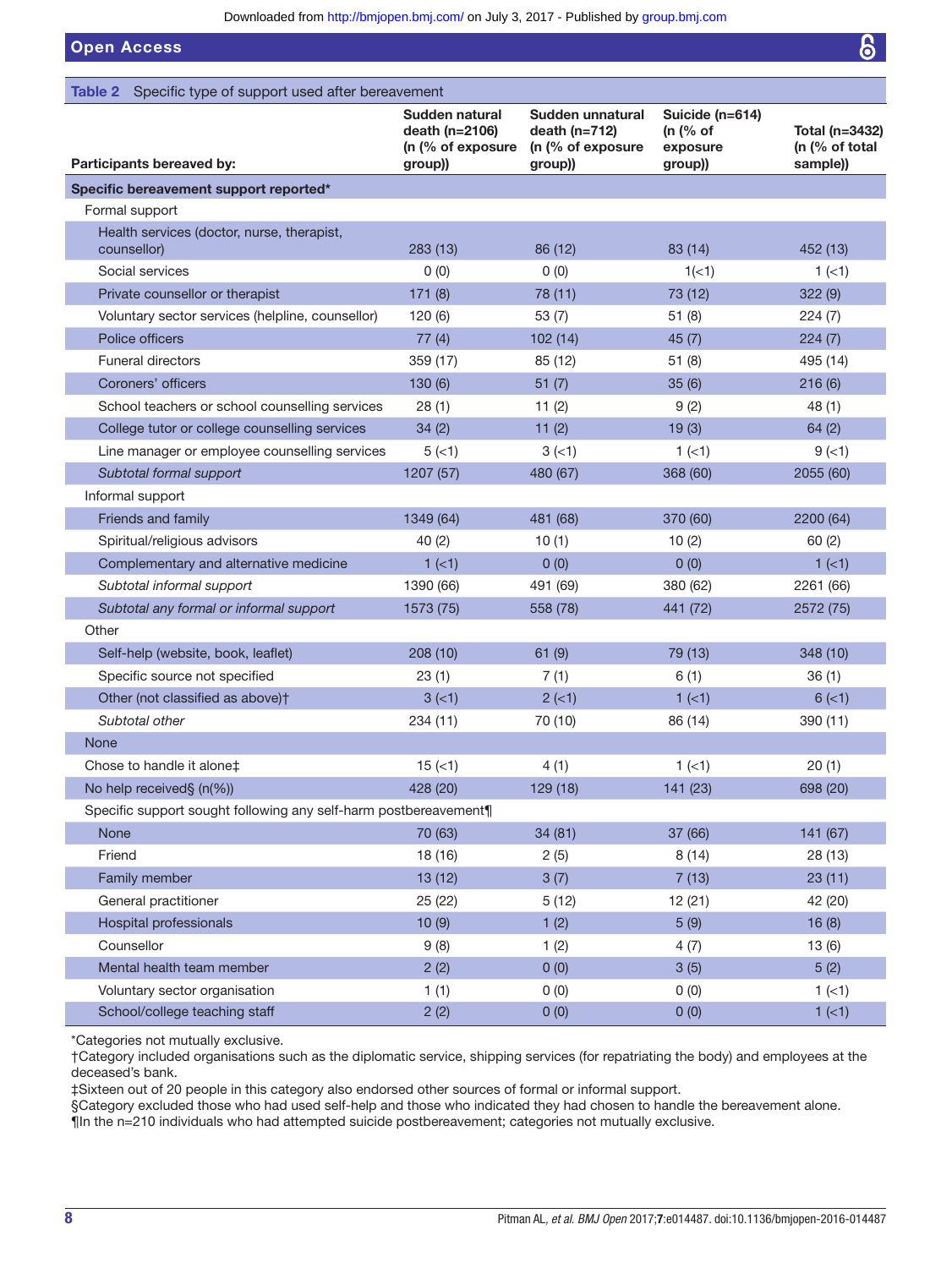**Table 2** Specific type of support used after bereavement

| Participants bereaved by: | Sudden natural death (n=2106) (n (% of exposure group)) | Sudden unnatural death (n=712) (n (% of exposure group)) | Suicide (n=614) (n (% of exposure group)) | Total (n=3432) (n (% of total sample)) |
|---|---|---|---|---|
| **Specific bereavement support reported*** | | | | |
| Formal support | | | | |
| Health services (doctor, nurse, therapist, counsellor) | 283 (13) | 86 (12) | 83 (14) | 452 (13) |
| Social services | 0 (0) | 0 (0) | 1(<1) | 1 (<1) |
| Private counsellor or therapist | 171 (8) | 78 (11) | 73 (12) | 322 (9) |
| Voluntary sector services (helpline, counsellor) | 120 (6) | 53 (7) | 51 (8) | 224 (7) |
| Police officers | 77 (4) | 102 (14) | 45 (7) | 224 (7) |
| Funeral directors | 359 (17) | 85 (12) | 51 (8) | 495 (14) |
| Coroners' officers | 130 (6) | 51 (7) | 35 (6) | 216 (6) |
| School teachers or school counselling services | 28 (1) | 11 (2) | 9 (2) | 48 (1) |
| College tutor or college counselling services | 34 (2) | 11 (2) | 19 (3) | 64 (2) |
| Line manager or employee counselling services | 5 (<1) | 3 (<1) | 1 (<1) | 9 (<1) |
| *Subtotal formal support* | 1207 (57) | 480 (67) | 368 (60) | 2055 (60) |
| Informal support | | | | |
| Friends and family | 1349 (64) | 481 (68) | 370 (60) | 2200 (64) |
| Spiritual/religious advisors | 40 (2) | 10 (1) | 10 (2) | 60 (2) |
| Complementary and alternative medicine | 1 (<1) | 0 (0) | 0 (0) | 1 (<1) |
| *Subtotal informal support* | 1390 (66) | 491 (69) | 380 (62) | 2261 (66) |
| *Subtotal any formal or informal support* | 1573 (75) | 558 (78) | 441 (72) | 2572 (75) |
| Other | | | | |
| Self-help (website, book, leaflet) | 208 (10) | 61 (9) | 79 (13) | 348 (10) |
| Specific source not specified | 23 (1) | 7 (1) | 6 (1) | 36 (1) |
| Other (not classified as above)† | 3 (<1) | 2 (<1) | 1 (<1) | 6 (<1) |
| *Subtotal other* | 234 (11) | 70 (10) | 86 (14) | 390 (11) |
| None | | | | |
| Chose to handle it alone‡ | 15 (<1) | 4 (1) | 1 (<1) | 20 (1) |
| No help received§ (n(%)) | 428 (20) | 129 (18) | 141 (23) | 698 (20) |
| Specific support sought following any self-harm postbereavement¶ | | | | |
| None | 70 (63) | 34 (81) | 37 (66) | 141 (67) |
| Friend | 18 (16) | 2 (5) | 8 (14) | 28 (13) |
| Family member | 13 (12) | 3 (7) | 7 (13) | 23 (11) |
| General practitioner | 25 (22) | 5 (12) | 12 (21) | 42 (20) |
| Hospital professionals | 10 (9) | 1 (2) | 5 (9) | 16 (8) |
| Counsellor | 9 (8) | 1 (2) | 4 (7) | 13 (6) |
| Mental health team member | 2 (2) | 0 (0) | 3 (5) | 5 (2) |
| Voluntary sector organisation | 1 (1) | 0 (0) | 0 (0) | 1 (<1) |
| School/college teaching staff | 2 (2) | 0 (0) | 0 (0) | 1 (<1) |

*Categories not mutually exclusive.
†Category included organisations such as the diplomatic service, shipping services (for repatriating the body) and employees at the deceased's bank.
‡Sixteen out of 20 people in this category also endorsed other sources of formal or informal support.
§Category excluded those who had used self-help and those who indicated they had chosen to handle the bereavement alone.
¶In the n=210 individuals who had attempted suicide postbereavement; categories not mutually exclusive.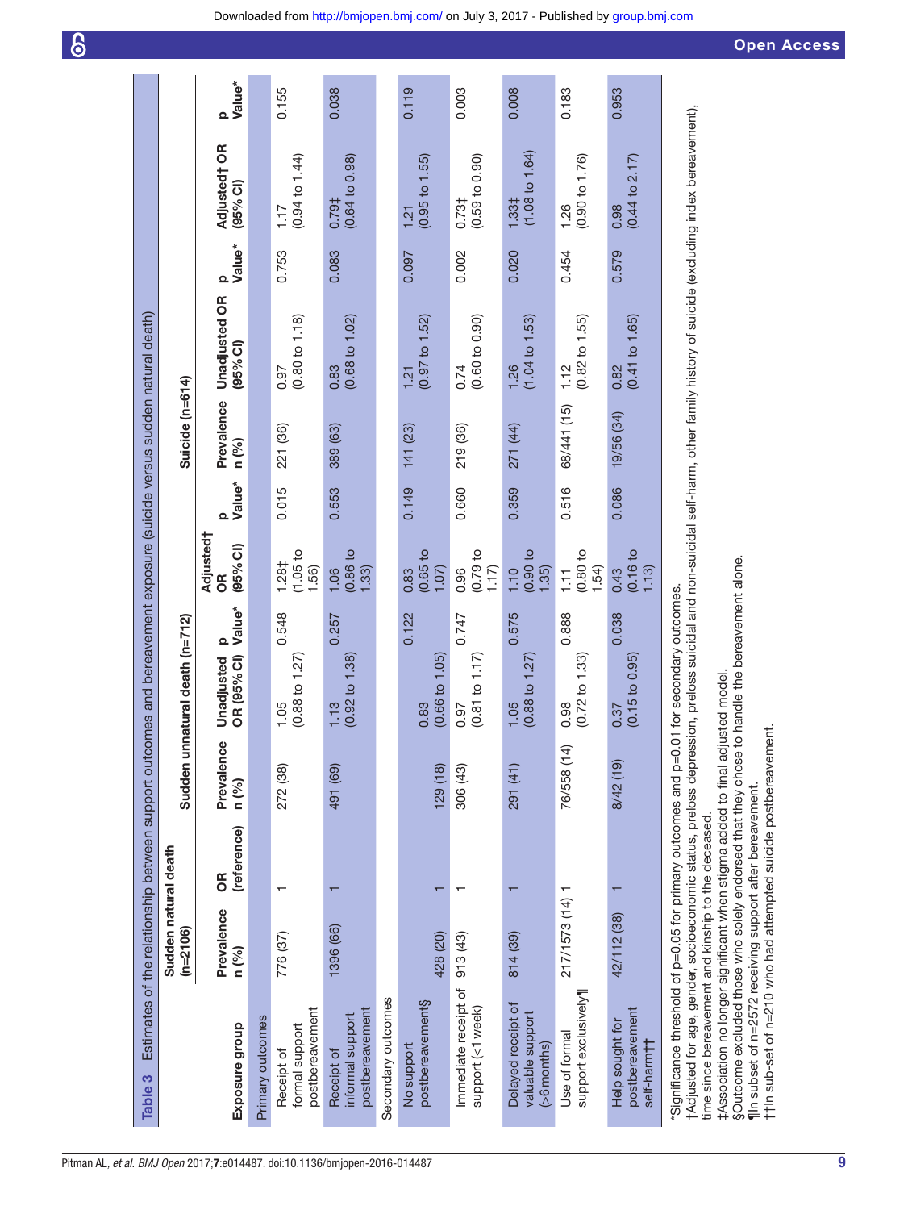**Table 3** Estimates of the relationship between support outcomes and bereavement exposure (suicide versus sudden natural death)

| Exposure group | Sudden natural death (n=2106) | | Sudden unnatural death (n=712) | | | | | Suicide (n=614) | | | | |
|---|---|---|---|---|---|---|---|---|---|---|---|---|
| | Prevalence n (%) | OR (reference) | Prevalence n (%) | Unadjusted OR (95% CI) | p Value* | Adjusted† OR (95% CI) | p Value* | Prevalence n (%) | Unadjusted OR (95% CI) | p Value* | Adjusted† OR (95% CI) | p Value* |
| **Primary outcomes** | | | | | | | | | | | | |
| Receipt of formal support postbereavement | 776 (37) | 1 | 272 (38) | 1.05 (0.88 to 1.27) | 0.548 | 1.28‡ (1.05 to 1.56) | 0.015 | 221 (36) | 0.97 (0.80 to 1.18) | 0.753 | 1.17 (0.94 to 1.44) | 0.155 |
| Receipt of informal support postbereavement | 1396 (66) | 1 | 491 (69) | 1.13 (0.92 to 1.38) | 0.257 | 1.06 (0.86 to 1.33) | 0.553 | 389 (63) | 0.83 (0.68 to 1.02) | 0.083 | 0.79‡ (0.64 to 0.98) | 0.038 |
| **Secondary outcomes** | | | | | | | | | | | | |
| No support postbereavement§ | 428 (20) | 1 | 129 (18) | 0.83 (0.66 to 1.05) | 0.122 | 0.83 (0.65 to 1.07) | 0.149 | 141 (23) | 1.21 (0.97 to 1.52) | 0.097 | 1.21 (0.95 to 1.55) | 0.119 |
| Immediate receipt of support (<1 week) | 913 (43) | 1 | 306 (43) | 0.97 (0.81 to 1.17) | 0.747 | 0.96 (0.79 to 1.17) | 0.660 | 219 (36) | 0.74 (0.60 to 0.90) | 0.002 | 0.73‡ (0.59 to 0.90) | 0.003 |
| Delayed receipt of valuable support (>6 months) | 814 (39) | 1 | 291 (41) | 1.05 (0.88 to 1.27) | 0.575 | 1.10 (0.90 to 1.35) | 0.359 | 271 (44) | 1.26 (1.04 to 1.53) | 0.020 | 1.33‡ (1.08 to 1.64) | 0.008 |
| Use of formal support exclusively¶ | 217/1573 (14) | 1 | 76/558 (14) | 0.98 (0.72 to 1.33) | 0.888 | 1.11 (0.80 to 1.54) | 0.516 | 68/441 (15) | 1.12 (0.82 to 1.55) | 0.454 | 1.26 (0.90 to 1.76) | 0.183 |
| Help sought for postbereavement self-harm†† | 42/112 (38) | 1 | 8/42 (19) | 0.37 (0.15 to 0.95) | 0.038 | 0.43 (0.16 to 1.13) | 0.086 | 19/56 (34) | 0.82 (0.41 to 1.65) | 0.579 | 0.98 (0.44 to 2.17) | 0.953 |

*Significance threshold of p=0.05 for primary outcomes and p=0.01 for secondary outcomes.
†Adjusted for age, gender, socioeconomic status, preloss depression, preloss suicidal and non-suicidal self-harm, other family history of suicide (excluding index bereavement), time since bereavement and kinship to the deceased.
‡Association no longer significant when stigma added to final adjusted model.
§Outcome excluded those who solely endorsed that they chose to handle the bereavement alone.
¶In subset of n=2572 receiving support after bereavement.
††In sub-set of n=210 who had attempted suicide postbereavement.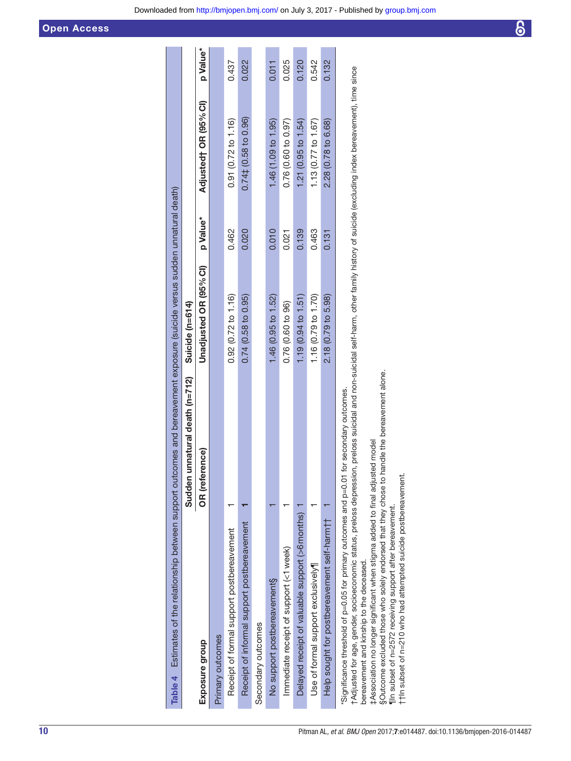**Table 4** Estimates of the relationship between support outcomes and bereavement exposure (suicide versus sudden unnatural death)

| Exposure group | Sudden unnatural death (n=712) | Suicide (n=614) | | | |
|---|---|---|---|---|---|
| | OR (reference) | Unadjusted OR (95% CI) | p Value* | Adjusted† OR (95% CI) | p Value* |
| Primary outcomes | | | | | |
| Receipt of formal support postbereavement | 1 | 0.92 (0.72 to 1.16) | 0.462 | 0.91 (0.72 to 1.16) | 0.437 |
| Receipt of informal support postbereavement | 1 | 0.74 (0.58 to 0.95) | 0.020 | 0.74‡ (0.58 to 0.96) | 0.022 |
| Secondary outcomes | | | | | |
| No support postbereavement§ | 1 | 1.46 (0.95 to 1.52) | 0.010 | 1.46 (1.09 to 1.95) | 0.011 |
| Immediate receipt of support (<1 week) | 1 | 0.76 (0.60 to 96) | 0.021 | 0.76 (0.60 to 0.97) | 0.025 |
| Delayed receipt of valuable support (>6 months) | 1 | 1.19 (0.94 to 1.51) | 0.139 | 1.21 (0.95 to 1.54) | 0.120 |
| Use of formal support exclusively¶ | 1 | 1.16 (0.79 to 1.70) | 0.463 | 1.13 (0.77 to 1.67) | 0.542 |
| Help sought for postbereavement self-harm†† | 1 | 2.18 (0.79 to 5.98) | 0.131 | 2.28 (0.78 to 6.68) | 0.132 |

*Significance threshold of p=0.05 for primary outcomes and p=0.01 for secondary outcomes.
†Adjusted for age, gender, socioeconomic status, preloss depression, preloss suicidal and non-suicidal self-harm, other family history of suicide (excluding index bereavement), time since bereavement and kinship to the deceased.
‡Association no longer significant when stigma added to final adjusted model
§Outcome excluded those who solely endorsed that they chose to handle the bereavement alone.
¶In subset of n=2572 receiving support after bereavement.
††In subset of n=210 who had attempted suicide postbereavement.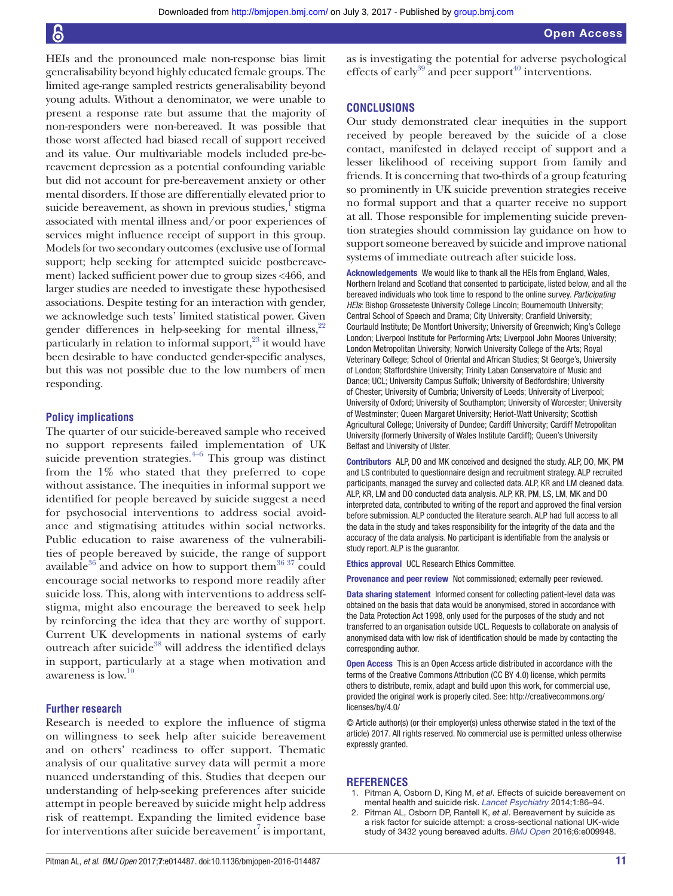HEIs and the pronounced male non-response bias limit generalisability beyond highly educated female groups. The limited age-range sampled restricts generalisability beyond young adults. Without a denominator, we were unable to present a response rate but assume that the majority of non-responders were non-bereaved. It was possible that those worst affected had biased recall of support received and its value. Our multivariable models included pre-bereavement depression as a potential confounding variable but did not account for pre-bereavement anxiety or other mental disorders. If those are differentially elevated prior to suicide bereavement, as shown in previous studies,[1] stigma associated with mental illness and/or poor experiences of services might influence receipt of support in this group. Models for two secondary outcomes (exclusive use of formal support; help seeking for attempted suicide postbereavement) lacked sufficient power due to group sizes <466, and larger studies are needed to investigate these hypothesised associations. Despite testing for an interaction with gender, we acknowledge such tests' limited statistical power. Given gender differences in help-seeking for mental illness,[22] particularly in relation to informal support,[23] it would have been desirable to have conducted gender-specific analyses, but this was not possible due to the low numbers of men responding.

### Policy implications

The quarter of our suicide-bereaved sample who received no support represents failed implementation of UK suicide prevention strategies.[4–6] This group was distinct from the 1% who stated that they preferred to cope without assistance. The inequities in informal support we identified for people bereaved by suicide suggest a need for psychosocial interventions to address social avoidance and stigmatising attitudes within social networks. Public education to raise awareness of the vulnerabilities of people bereaved by suicide, the range of support available[36] and advice on how to support them[36 37] could encourage social networks to respond more readily after suicide loss. This, along with interventions to address self-stigma, might also encourage the bereaved to seek help by reinforcing the idea that they are worthy of support. Current UK developments in national systems of early outreach after suicide[38] will address the identified delays in support, particularly at a stage when motivation and awareness is low.[10]

### Further research

Research is needed to explore the influence of stigma on willingness to seek help after suicide bereavement and on others' readiness to offer support. Thematic analysis of our qualitative survey data will permit a more nuanced understanding of this. Studies that deepen our understanding of help-seeking preferences after suicide attempt in people bereaved by suicide might help address risk of reattempt. Expanding the limited evidence base for interventions after suicide bereavement[7] is important, as is investigating the potential for adverse psychological effects of early[39] and peer support[40] interventions.

## CONCLUSIONS

Our study demonstrated clear inequities in the support received by people bereaved by the suicide of a close contact, manifested in delayed receipt of support and a lesser likelihood of receiving support from family and friends. It is concerning that two-thirds of a group featuring so prominently in UK suicide prevention strategies receive no formal support and that a quarter receive no support at all. Those responsible for implementing suicide prevention strategies should commission lay guidance on how to support someone bereaved by suicide and improve national systems of immediate outreach after suicide loss.

**Acknowledgements** We would like to thank all the HEIs from England, Wales, Northern Ireland and Scotland that consented to participate, listed below, and all the bereaved individuals who took time to respond to the online survey. *Participating HEIs*: Bishop Grosseteste University College Lincoln; Bournemouth University; Central School of Speech and Drama; City University; Cranfield University; Courtauld Institute; De Montfort University; University of Greenwich; King's College London; Liverpool Institute for Performing Arts; Liverpool John Moores University; London Metropolitan University; Norwich University College of the Arts; Royal Veterinary College; School of Oriental and African Studies; St George's, University of London; Staffordshire University; Trinity Laban Conservatoire of Music and Dance; UCL; University Campus Suffolk; University of Bedfordshire; University of Chester; University of Cumbria; University of Leeds; University of Liverpool; University of Oxford; University of Southampton; University of Worcester; University of Westminster; Queen Margaret University; Heriot-Watt University; Scottish Agricultural College; University of Dundee; Cardiff University; Cardiff Metropolitan University (formerly University of Wales Institute Cardiff); Queen's University Belfast and University of Ulster.

**Contributors** ALP, DO and MK conceived and designed the study. ALP, DO, MK, PM and LS contributed to questionnaire design and recruitment strategy. ALP recruited participants, managed the survey and collected data. ALP, KR and LM cleaned data. ALP, KR, LM and DO conducted data analysis. ALP, KR, PM, LS, LM, MK and DO interpreted data, contributed to writing of the report and approved the final version before submission. ALP conducted the literature search. ALP had full access to all the data in the study and takes responsibility for the integrity of the data and the accuracy of the data analysis. No participant is identifiable from the analysis or study report. ALP is the guarantor.

**Ethics approval** UCL Research Ethics Committee.

**Provenance and peer review** Not commissioned; externally peer reviewed.

**Data sharing statement** Informed consent for collecting patient-level data was obtained on the basis that data would be anonymised, stored in accordance with the Data Protection Act 1998, only used for the purposes of the study and not transferred to an organisation outside UCL. Requests to collaborate on analysis of anonymised data with low risk of identification should be made by contacting the corresponding author.

**Open Access** This is an Open Access article distributed in accordance with the terms of the Creative Commons Attribution (CC BY 4.0) license, which permits others to distribute, remix, adapt and build upon this work, for commercial use, provided the original work is properly cited. See: http://creativecommons.org/licenses/by/4.0/

© Article author(s) (or their employer(s) unless otherwise stated in the text of the article) 2017. All rights reserved. No commercial use is permitted unless otherwise expressly granted.

## REFERENCES

1. Pitman A, Osborn D, King M, *et al*. Effects of suicide bereavement on mental health and suicide risk. *Lancet Psychiatry* 2014;1:86–94.
2. Pitman AL, Osborn DP, Rantell K, *et al*. Bereavement by suicide as a risk factor for suicide attempt: a cross-sectional national UK-wide study of 3432 young bereaved adults. *BMJ Open* 2016;6:e009948.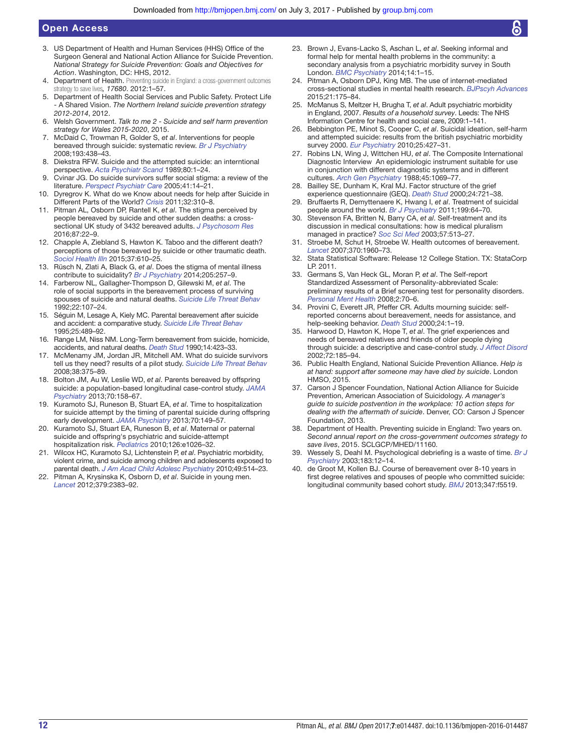3. US Department of Health and Human Services (HHS) Office of the Surgeon General and National Action Alliance for Suicide Prevention. *National Strategy for Suicide Prevention: Goals and Objectives for Action*. Washington, DC: HHS, 2012.
4. Department of Health. Preventing suicide in England: a cross-government outcomes strategy to save lives*, 17680*. 2012:1–57.
5. Department of Health Social Services and Public Safety. Protect Life - A Shared Vision. *The Northern Ireland suicide prevention strategy 2012-2014*, 2012.
6. Welsh Government. *Talk to me 2 - Suicide and self harm prevention strategy for Wales 2015-2020*, 2015.
7. McDaid C, Trowman R, Golder S, *et al*. Interventions for people bereaved through suicide: systematic review. *Br J Psychiatry* 2008;193:438–43.
8. Diekstra RFW. Suicide and the attempted suicide: an interntional perspective. *Acta Psychiatr Scand* 1989;80:1–24.
9. Cvinar JG. Do suicide survivors suffer social stigma: a review of the literature. *Perspect Psychiatr Care* 2005;41:14–21.
10. Dyregrov K. What do we Know about needs for help after Suicide in Different Parts of the World? *Crisis* 2011;32:310–8.
11. Pitman AL, Osborn DP, Rantell K, *et al*. The stigma perceived by people bereaved by suicide and other sudden deaths: a cross-sectional UK study of 3432 bereaved adults. *J Psychosom Res* 2016;87:22–9.
12. Chapple A, Ziebland S, Hawton K. Taboo and the different death? perceptions of those bereaved by suicide or other traumatic death. *Sociol Health Illn* 2015;37:610–25.
13. Rüsch N, Zlati A, Black G, *et al*. Does the stigma of mental illness contribute to suicidality? *Br J Psychiatry* 2014;205:257–9.
14. Farberow NL, Gallagher-Thompson D, Gilewski M, *et al*. The role of social supports in the bereavement process of surviving spouses of suicide and natural deaths. *Suicide Life Threat Behav* 1992;22:107–24.
15. Séguin M, Lesage A, Kiely MC. Parental bereavement after suicide and accident: a comparative study. *Suicide Life Threat Behav* 1995;25:489–92.
16. Range LM, Niss NM. Long-Term bereavement from suicide, homicide, accidents, and natural deaths. *Death Stud* 1990;14:423–33.
17. McMenamy JM, Jordan JR, Mitchell AM. What do suicide survivors tell us they need? results of a pilot study. *Suicide Life Threat Behav* 2008;38:375–89.
18. Bolton JM, Au W, Leslie WD, *et al*. Parents bereaved by offspring suicide: a population-based longitudinal case-control study. *JAMA Psychiatry* 2013;70:158–67.
19. Kuramoto SJ, Runeson B, Stuart EA, *et al*. Time to hospitalization for suicide attempt by the timing of parental suicide during offspring early development. *JAMA Psychiatry* 2013;70:149–57.
20. Kuramoto SJ, Stuart EA, Runeson B, *et al*. Maternal or paternal suicide and offspring's psychiatric and suicide-attempt hospitalization risk. *Pediatrics* 2010;126:e1026–32.
21. Wilcox HC, Kuramoto SJ, Lichtenstein P, *et al*. Psychiatric morbidity, violent crime, and suicide among children and adolescents exposed to parental death. *J Am Acad Child Adolesc Psychiatry* 2010;49:514–23.
22. Pitman A, Krysinska K, Osborn D, *et al*. Suicide in young men. *Lancet* 2012;379:2383–92.
23. Brown J, Evans-Lacko S, Aschan L, *et al*. Seeking informal and formal help for mental health problems in the community: a secondary analysis from a psychiatric morbidity survey in South London. *BMC Psychiatry* 2014;14:1–15.
24. Pitman A, Osborn DPJ, King MB. The use of internet-mediated cross-sectional studies in mental health research. *BJPscyh Advances* 2015;21:175–84.
25. McManus S, Meltzer H, Brugha T, *et al*. Adult psychiatric morbidity in England, 2007. *Results of a household survey*. Leeds: The NHS Information Centre for health and social care, 2009:1–141.
26. Bebbington PE, Minot S, Cooper C, *et al*. Suicidal ideation, self-harm and attempted suicide: results from the british psychiatric morbidity survey 2000. *Eur Psychiatry* 2010;25:427–31.
27. Robins LN, Wing J, Wittchen HU, *et al*. The Composite International Diagnostic Interview An epidemiologic instrument suitable for use in conjunction with different diagnostic systems and in different cultures. *Arch Gen Psychiatry* 1988;45:1069–77.
28. Bailley SE, Dunham K, Kral MJ. Factor structure of the grief experience questionnaire (GEQ). *Death Stud* 2000;24:721–38.
29. Bruffaerts R, Demyttenaere K, Hwang I, *et al*. Treatment of suicidal people around the world. *Br J Psychiatry* 2011;199:64–70.
30. Stevenson FA, Britten N, Barry CA, *et al*. Self-treatment and its discussion in medical consultations: how is medical pluralism managed in practice? *Soc Sci Med* 2003;57:513–27.
31. Stroebe M, Schut H, Stroebe W. Health outcomes of bereavement. *Lancet* 2007;370:1960–73.
32. Stata Statistical Software: Release 12 College Station. TX: StataCorp LP. 2011.
33. Germans S, Van Heck GL, Moran P, *et al*. The Self-report Standardized Assessment of Personality-abbreviated Scale: preliminary results of a Brief screening test for personality disorders. *Personal Ment Health* 2008;2:70–6.
34. Provini C, Everett JR, Pfeffer CR. Adults mourning suicide: self-reported concerns about bereavement, needs for assistance, and help-seeking behavior. *Death Stud* 2000;24:1–19.
35. Harwood D, Hawton K, Hope T, *et al*. The grief experiences and needs of bereaved relatives and friends of older people dying through suicide: a descriptive and case-control study. *J Affect Disord* 2002;72:185–94.
36. Public Health England, National Suicide Prevention Alliance. *Help is at hand: support after someone may have died by suicide*. London HMSO, 2015.
37. Carson J Spencer Foundation, National Action Alliance for Suicide Prevention, American Association of Suicidology. *A manager's guide to suicide postvention in the workplace: 10 action steps for dealing with the aftermath of suicide*. Denver, CO: Carson J Spencer Foundation, 2013.
38. Department of Health. Preventing suicide in England: Two years on. *Second annual report on the cross-government outcomes strategy to save lives*, 2015. SCLGCP/MHED/11160.
39. Wessely S, Deahl M. Psychological debriefing is a waste of time. *Br J Psychiatry* 2003;183:12–14.
40. de Groot M, Kollen BJ. Course of bereavement over 8-10 years in first degree relatives and spouses of people who committed suicide: longitudinal community based cohort study. *BMJ* 2013;347:f5519.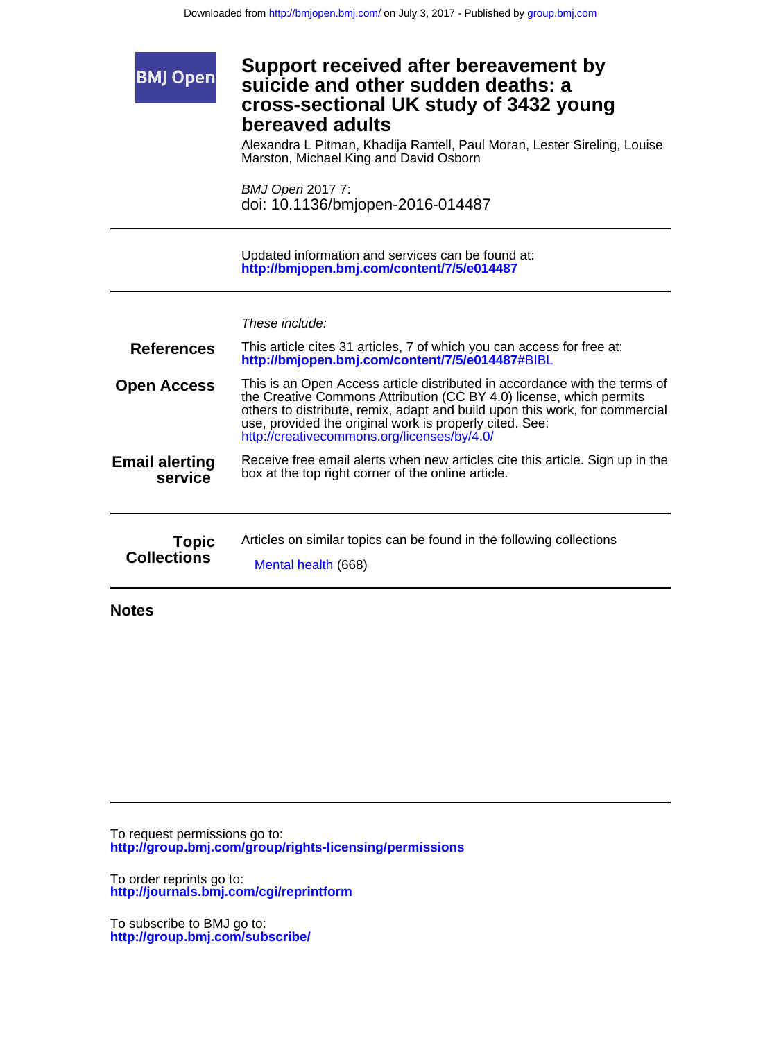Downloaded from http://bmjopen.bmj.com/ on July 3, 2017 - Published by group.bmj.com

BMJ Open

# Support received after bereavement by suicide and other sudden deaths: a cross-sectional UK study of 3432 young bereaved adults

Alexandra L Pitman, Khadija Rantell, Paul Moran, Lester Sireling, Louise Marston, Michael King and David Osborn

*BMJ Open* 2017 7:
doi: 10.1136/bmjopen-2016-014487

Updated information and services can be found at:
**http://bmjopen.bmj.com/content/7/5/e014487**

*These include:*

**References**

This article cites 31 articles, 7 of which you can access for free at:
**http://bmjopen.bmj.com/content/7/5/e014487**#BIBL

**Open Access**

This is an Open Access article distributed in accordance with the terms of the Creative Commons Attribution (CC BY 4.0) license, which permits others to distribute, remix, adapt and build upon this work, for commercial use, provided the original work is properly cited. See: http://creativecommons.org/licenses/by/4.0/

**Email alerting service**

Receive free email alerts when new articles cite this article. Sign up in the box at the top right corner of the online article.

**Topic Collections**

Articles on similar topics can be found in the following collections

Mental health (668)

## Notes

To request permissions go to:
**http://group.bmj.com/group/rights-licensing/permissions**

To order reprints go to:
**http://journals.bmj.com/cgi/reprintform**

To subscribe to BMJ go to:
**http://group.bmj.com/subscribe/**